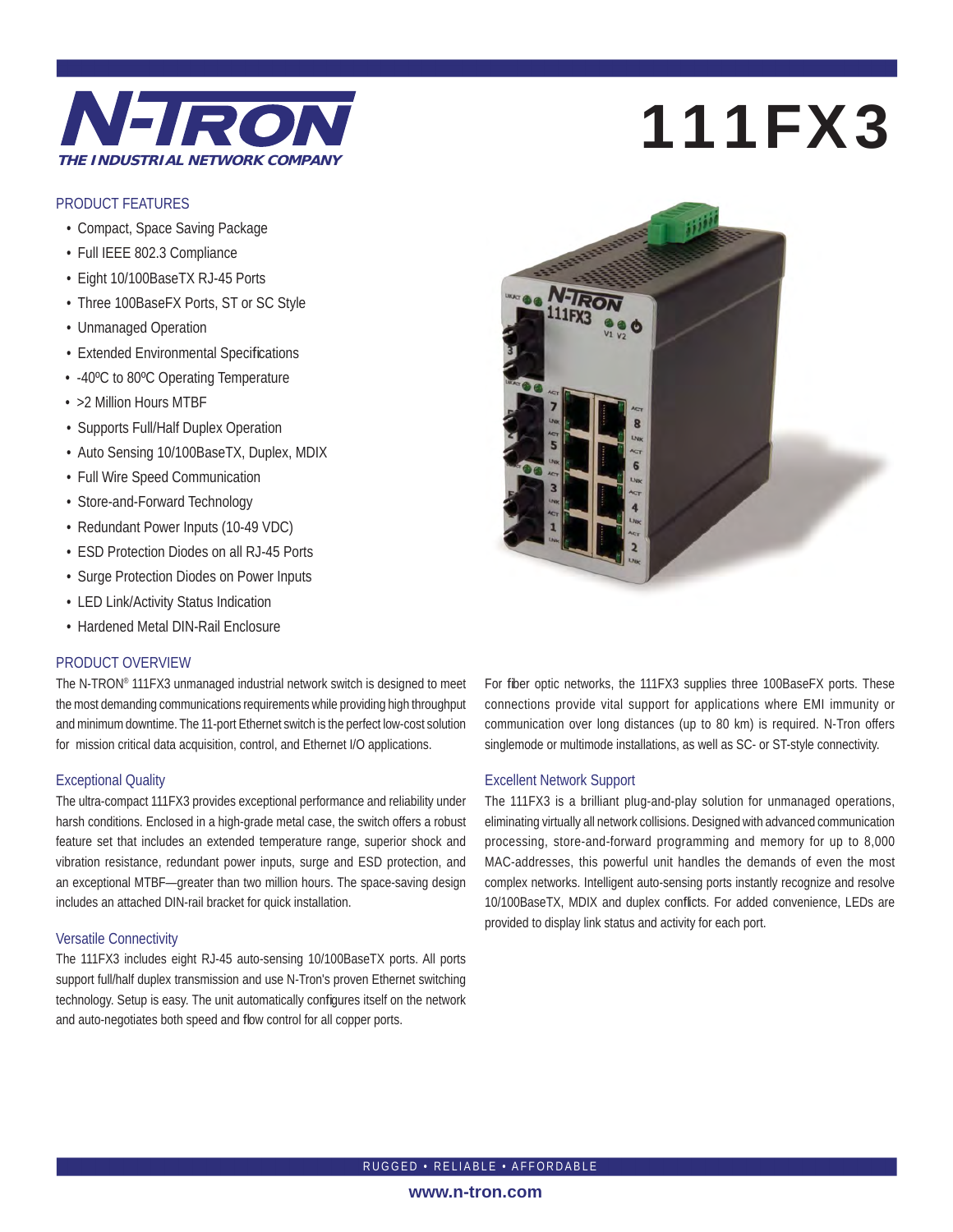# N-TRON

*THE INDUSTRIAL NETWORK COMPANY*

# 111FX3

## PRODUCT FEATURES

- Compact, Space Saving Package
- Full IEEE 802.3 Compliance
- Eight 10/100BaseTX RJ-45 Ports
- Three 100BaseFX Ports, ST or SC Style
- Unmanaged Operation
- Extended Environmental Specifications
- -40ºC to 80ºC Operating Temperature
- >2 Million Hours MTBF
- Supports Full/Half Duplex Operation
- Auto Sensing 10/100BaseTX, Duplex, MDIX
- Full Wire Speed Communication
- Store-and-Forward Technology
- Redundant Power Inputs (10-49 VDC)
- ESD Protection Diodes on all RJ-45 Ports
- Surge Protection Diodes on Power Inputs
- LED Link/Activity Status Indication
- Hardened Metal DIN-Rail Enclosure

## PRODUCT OVERVIEW

The N-TRON® 111FX3 unmanaged industrial network switch is designed to meet the most demanding communications requirements while providing high throughput and minimum downtime. The 11-port Ethernet switch is the perfect low-cost solution for mission critical data acquisition, control, and Ethernet I/O applications.

### Exceptional Quality

The ultra-compact 111FX3 provides exceptional performance and reliability under harsh conditions. Enclosed in a high-grade metal case, the switch offers a robust feature set that includes an extended temperature range, superior shock and vibration resistance, redundant power inputs, surge and ESD protection, and an exceptional MTBF—greater than two million hours. The space-saving design includes an attached DIN-rail bracket for quick installation.

### Versatile Connectivity

The 111FX3 includes eight RJ-45 auto-sensing 10/100BaseTX ports. All ports support full/half duplex transmission and use N-Tron's proven Ethernet switching technology. Setup is easy. The unit automatically configures itself on the network and auto-negotiates both speed and flow control for all copper ports.

For fiber optic networks, the 111FX3 supplies three 100BaseFX ports. These connections provide vital support for applications where EMI immunity or communication over long distances (up to 80 km) is required. N-Tron offers singlemode or multimode installations, as well as SC- or ST-style connectivity.

### Excellent Network Support

The 111FX3 is a brilliant plug-and-play solution for unmanaged operations, eliminating virtually all network collisions. Designed with advanced communication processing, store-and-forward programming and memory for up to 8,000 MAC-addresses, this powerful unit handles the demands of even the most complex networks. Intelligent auto-sensing ports instantly recognize and resolve 10/100BaseTX, MDIX and duplex conflicts. For added convenience, LEDs are provided to display link status and activity for each port.

RUGGED • RELIABLE • AFFORDABLE

**www.n-tron.com**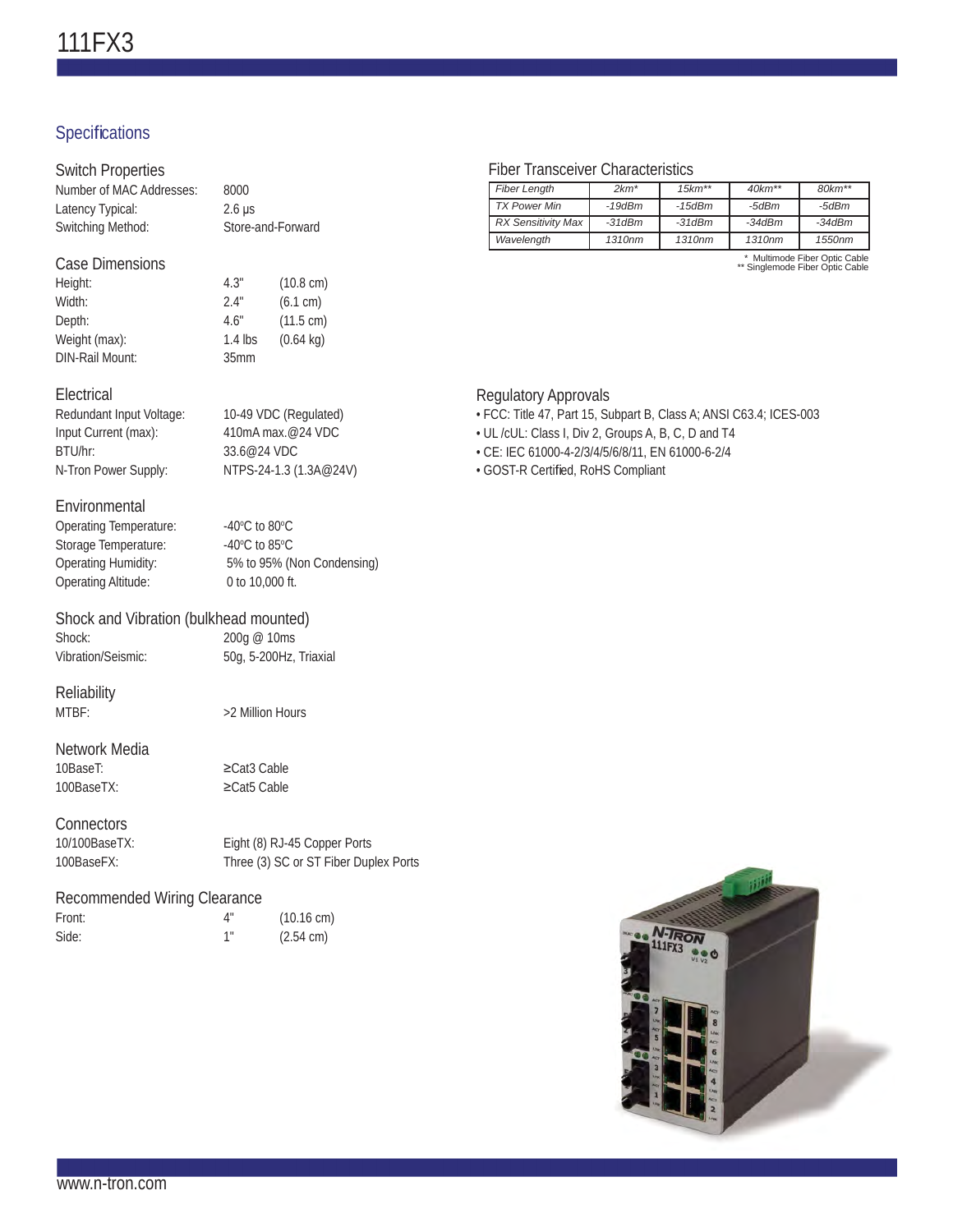# 111FX3

## Specifications

### Switch Properties

| | |
|---|---|
| Number of MAC Addresses: | 8000 |
| Latency Typical: | 2.6 µs |
| Switching Method: | Store-and-Forward |

### Case Dimensions

| | | |
|---|---|---|
| Height: | 4.3" | (10.8 cm) |
| Width: | 2.4" | (6.1 cm) |
| Depth: | 4.6" | (11.5 cm) |
| Weight (max): | 1.4 lbs | (0.64 kg) |
| DIN-Rail Mount: | 35mm | |

### Electrical

| | |
|---|---|
| Redundant Input Voltage: | 10-49 VDC (Regulated) |
| Input Current (max): | 410mA max.@24 VDC |
| BTU/hr: | 33.6@24 VDC |
| N-Tron Power Supply: | NTPS-24-1.3 (1.3A@24V) |

### Environmental

| | |
|---|---|
| Operating Temperature: | -40°C to 80°C |
| Storage Temperature: | -40°C to 85°C |
| Operating Humidity: | 5% to 95% (Non Condensing) |
| Operating Altitude: | 0 to 10,000 ft. |

### Shock and Vibration (bulkhead mounted)

| | |
|---|---|
| Shock: | 200g @ 10ms |
| Vibration/Seismic: | 50g, 5-200Hz, Triaxial |

### Reliability

| | |
|---|---|
| MTBF: | >2 Million Hours |

### Network Media

| | |
|---|---|
| 10BaseT: | ≥Cat3 Cable |
| 100BaseTX: | ≥Cat5 Cable |

### Connectors

| | |
|---|---|
| 10/100BaseTX: | Eight (8) RJ-45 Copper Ports |
| 100BaseFX: | Three (3) SC or ST Fiber Duplex Ports |

### Recommended Wiring Clearance

| | | |
|---|---|---|
| Front: | 4" | (10.16 cm) |
| Side: | 1" | (2.54 cm) |

### Fiber Transceiver Characteristics

| *Fiber Length* | *2km** | *15km*** | *40km*** | *80km*** |
|---|---|---|---|---|
| *TX Power Min* | *-19dBm* | *-15dBm* | *-5dBm* | *-5dBm* |
| *RX Sensitivity Max* | *-31dBm* | *-31dBm* | *-34dBm* | *-34dBm* |
| *Wavelength* | *1310nm* | *1310nm* | *1310nm* | *1550nm* |

\* Multimode Fiber Optic Cable
\*\* Singlemode Fiber Optic Cable

### Regulatory Approvals

- FCC: Title 47, Part 15, Subpart B, Class A; ANSI C63.4; ICES-003
- UL /cUL: Class I, Div 2, Groups A, B, C, D and T4
- CE: IEC 61000-4-2/3/4/5/6/8/11, EN 61000-6-2/4
- GOST-R Certified, RoHS Compliant

www.n-tron.com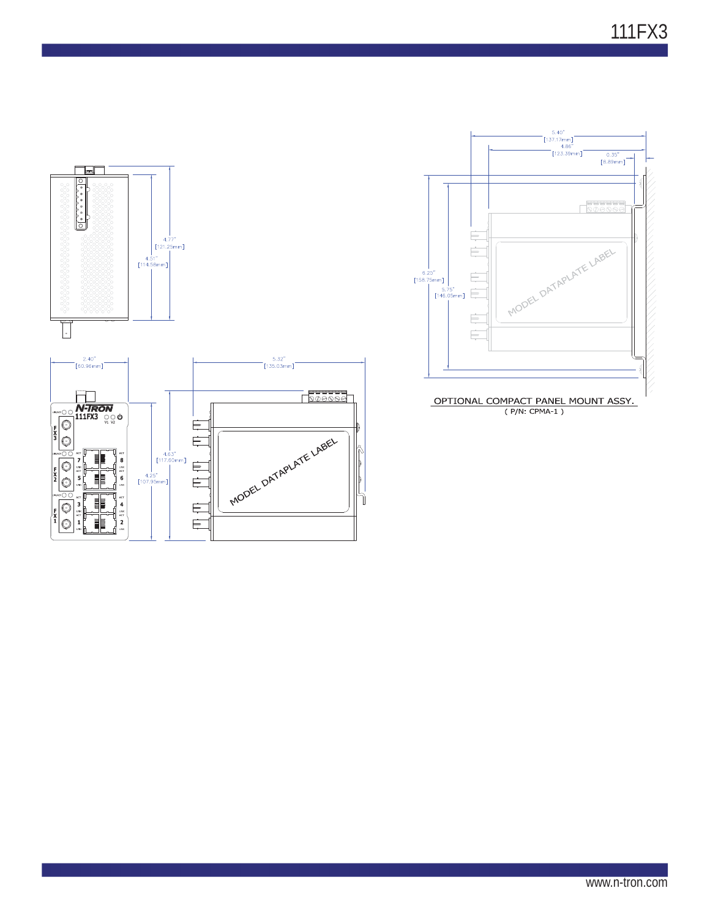4.77"
[121.25mm]

4.51"
[114.58mm]

2.40"
[60.96mm]

5.32"
[135.03mm]

4.63"
[117.60mm]

4.25"
[107.95mm]

N-TRON
111FX3

MODEL DATAPLATE LABEL

5.40"
[137.17mm]

4.86"
[123.39mm]

0.35"
[8.89mm]

6.25"
[158.75mm]

5.75"
[146.05mm]

MODEL DATAPLATE LABEL

OPTIONAL COMPACT PANEL MOUNT ASSY.
( P/N: CPMA-1 )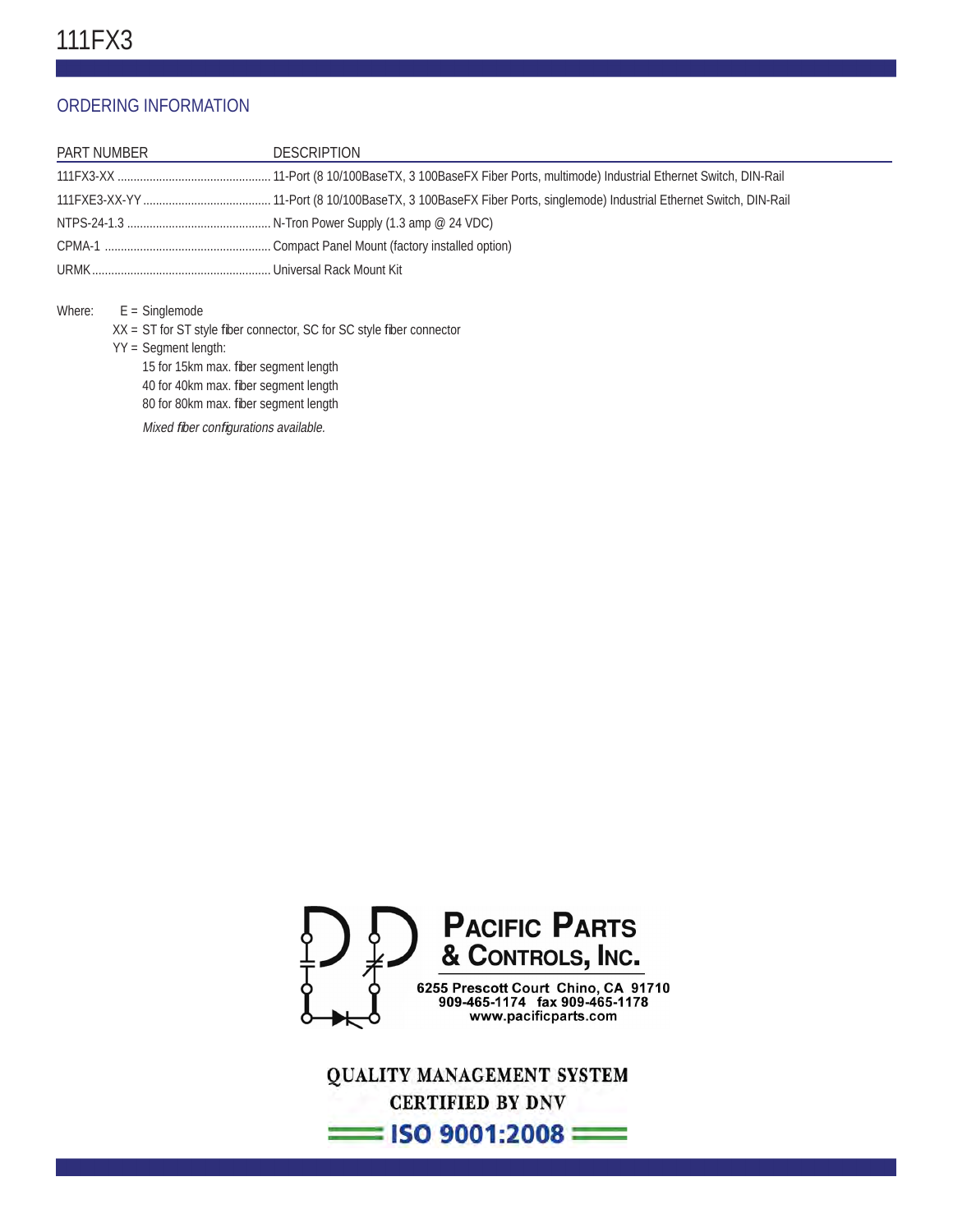## ORDERING INFORMATION

| PART NUMBER | DESCRIPTION |
|---|---|
| 111FX3-XX | 11-Port (8 10/100BaseTX, 3 100BaseFX Fiber Ports, multimode) Industrial Ethernet Switch, DIN-Rail |
| 111FXE3-XX-YY | 11-Port (8 10/100BaseTX, 3 100BaseFX Fiber Ports, singlemode) Industrial Ethernet Switch, DIN-Rail |
| NTPS-24-1.3 | N-Tron Power Supply (1.3 amp @ 24 VDC) |
| CPMA-1 | Compact Panel Mount (factory installed option) |
| URMK | Universal Rack Mount Kit |

Where: E = Singlemode

XX = ST for ST style fiber connector, SC for SC style fiber connector

YY = Segment length:

15 for 15km max. fiber segment length

40 for 40km max. fiber segment length

80 for 80km max. fiber segment length

*Mixed fiber configurations available.*

**Pacific Parts & Controls, Inc.**

6255 Prescott Court Chino, CA 91710
909-465-1174 fax 909-465-1178
www.pacificparts.com

QUALITY MANAGEMENT SYSTEM
CERTIFIED BY DNV
ISO 9001:2008